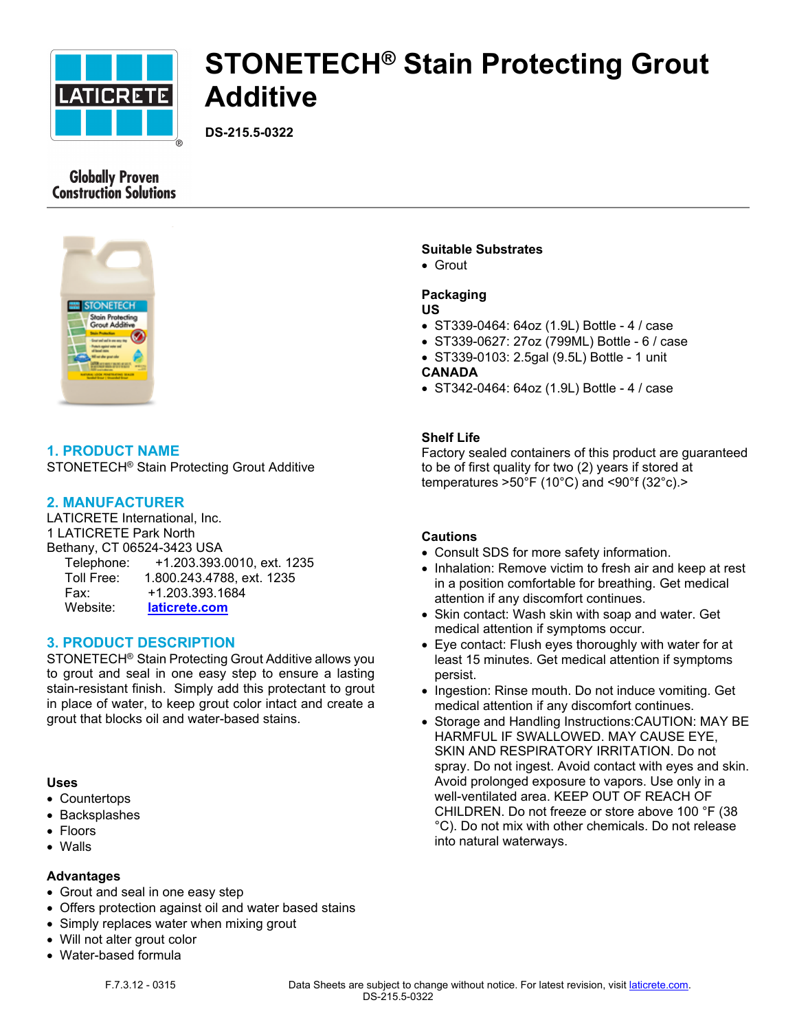# STONETECH® Stain Protecting Grout Additive

**DS-215.5-0322**

Globally Proven Construction Solutions

## 1. PRODUCT NAME

STONETECH® Stain Protecting Grout Additive

## 2. MANUFACTURER

LATICRETE International, Inc.
1 LATICRETE Park North
Bethany, CT 06524-3423 USA

Telephone: +1.203.393.0010, ext. 1235
Toll Free: 1.800.243.4788, ext. 1235
Fax: +1.203.393.1684
Website: laticrete.com

## 3. PRODUCT DESCRIPTION

STONETECH® Stain Protecting Grout Additive allows you to grout and seal in one easy step to ensure a lasting stain-resistant finish. Simply add this protectant to grout in place of water, to keep grout color intact and create a grout that blocks oil and water-based stains.

### Uses

- Countertops
- Backsplashes
- Floors
- Walls

### Advantages

- Grout and seal in one easy step
- Offers protection against oil and water based stains
- Simply replaces water when mixing grout
- Will not alter grout color
- Water-based formula

### Suitable Substrates

- Grout

### Packaging

**US**

- ST339-0464: 64oz (1.9L) Bottle - 4 / case
- ST339-0627: 27oz (799ML) Bottle - 6 / case
- ST339-0103: 2.5gal (9.5L) Bottle - 1 unit

**CANADA**

- ST342-0464: 64oz (1.9L) Bottle - 4 / case

### Shelf Life

Factory sealed containers of this product are guaranteed to be of first quality for two (2) years if stored at temperatures >50°F (10°C) and <90°f (32°c).>

### Cautions

- Consult SDS for more safety information.
- Inhalation: Remove victim to fresh air and keep at rest in a position comfortable for breathing. Get medical attention if any discomfort continues.
- Skin contact: Wash skin with soap and water. Get medical attention if symptoms occur.
- Eye contact: Flush eyes thoroughly with water for at least 15 minutes. Get medical attention if symptoms persist.
- Ingestion: Rinse mouth. Do not induce vomiting. Get medical attention if any discomfort continues.
- Storage and Handling Instructions:CAUTION: MAY BE HARMFUL IF SWALLOWED. MAY CAUSE EYE, SKIN AND RESPIRATORY IRRITATION. Do not spray. Do not ingest. Avoid contact with eyes and skin. Avoid prolonged exposure to vapors. Use only in a well-ventilated area. KEEP OUT OF REACH OF CHILDREN. Do not freeze or store above 100 °F (38 °C). Do not mix with other chemicals. Do not release into natural waterways.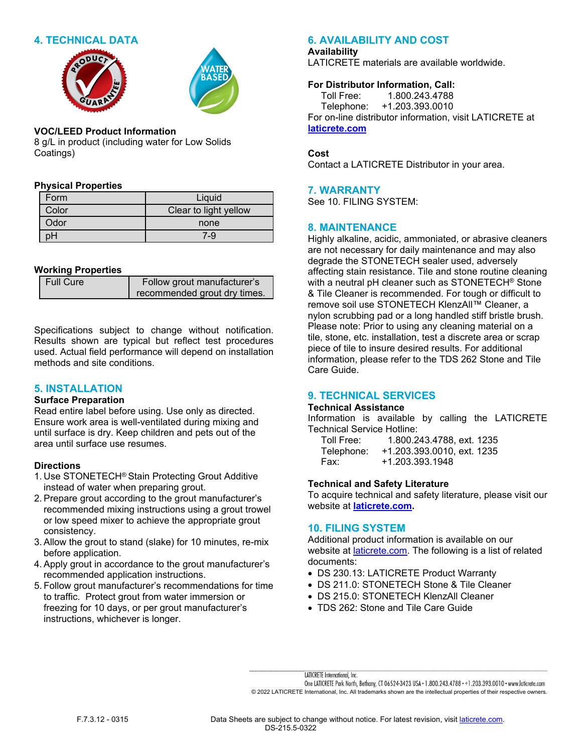## 4. TECHNICAL DATA

### VOC/LEED Product Information

8 g/L in product (including water for Low Solids Coatings)

### Physical Properties

| | |
|---|---|
| Form | Liquid |
| Color | Clear to light yellow |
| Odor | none |
| pH | 7-9 |

### Working Properties

| | |
|---|---|
| Full Cure | Follow grout manufacturer's recommended grout dry times. |

Specifications subject to change without notification. Results shown are typical but reflect test procedures used. Actual field performance will depend on installation methods and site conditions.

## 5. INSTALLATION

### Surface Preparation

Read entire label before using. Use only as directed. Ensure work area is well-ventilated during mixing and until surface is dry. Keep children and pets out of the area until surface use resumes.

### Directions

1. Use STONETECH® Stain Protecting Grout Additive instead of water when preparing grout.
2. Prepare grout according to the grout manufacturer's recommended mixing instructions using a grout trowel or low speed mixer to achieve the appropriate grout consistency.
3. Allow the grout to stand (slake) for 10 minutes, re-mix before application.
4. Apply grout in accordance to the grout manufacturer's recommended application instructions.
5. Follow grout manufacturer's recommendations for time to traffic. Protect grout from water immersion or freezing for 10 days, or per grout manufacturer's instructions, whichever is longer.

## 6. AVAILABILITY AND COST

### Availability

LATICRETE materials are available worldwide.

### For Distributor Information, Call:

Toll Free: 1.800.243.4788
Telephone: +1.203.393.0010

For on-line distributor information, visit LATICRETE at **laticrete.com**

### Cost

Contact a LATICRETE Distributor in your area.

## 7. WARRANTY

See 10. FILING SYSTEM:

## 8. MAINTENANCE

Highly alkaline, acidic, ammoniated, or abrasive cleaners are not necessary for daily maintenance and may also degrade the STONETECH sealer used, adversely affecting stain resistance. Tile and stone routine cleaning with a neutral pH cleaner such as STONETECH® Stone & Tile Cleaner is recommended. For tough or difficult to remove soil use STONETECH KlenzAll™ Cleaner, a nylon scrubbing pad or a long handled stiff bristle brush. Please note: Prior to using any cleaning material on a tile, stone, etc. installation, test a discrete area or scrap piece of tile to insure desired results. For additional information, please refer to the TDS 262 Stone and Tile Care Guide.

## 9. TECHNICAL SERVICES

### Technical Assistance

Information is available by calling the LATICRETE Technical Service Hotline:

Toll Free: 1.800.243.4788, ext. 1235
Telephone: +1.203.393.0010, ext. 1235
Fax: +1.203.393.1948

### Technical and Safety Literature

To acquire technical and safety literature, please visit our website at **laticrete.com**.

## 10. FILING SYSTEM

Additional product information is available on our website at laticrete.com. The following is a list of related documents:

- DS 230.13: LATICRETE Product Warranty
- DS 211.0: STONETECH Stone & Tile Cleaner
- DS 215.0: STONETECH KlenzAll Cleaner
- TDS 262: Stone and Tile Care Guide

LATICRETE International, Inc.
One LATICRETE Park North, Bethany, CT 06524-3423 USA • 1.800.243.4788 • +1.203.393.0010 • www.laticrete.com
© 2022 LATICRETE International, Inc. All trademarks shown are the intellectual properties of their respective owners.

F.7.3.12 - 0315

Data Sheets are subject to change without notice. For latest revision, visit laticrete.com.
DS-215.5-0322